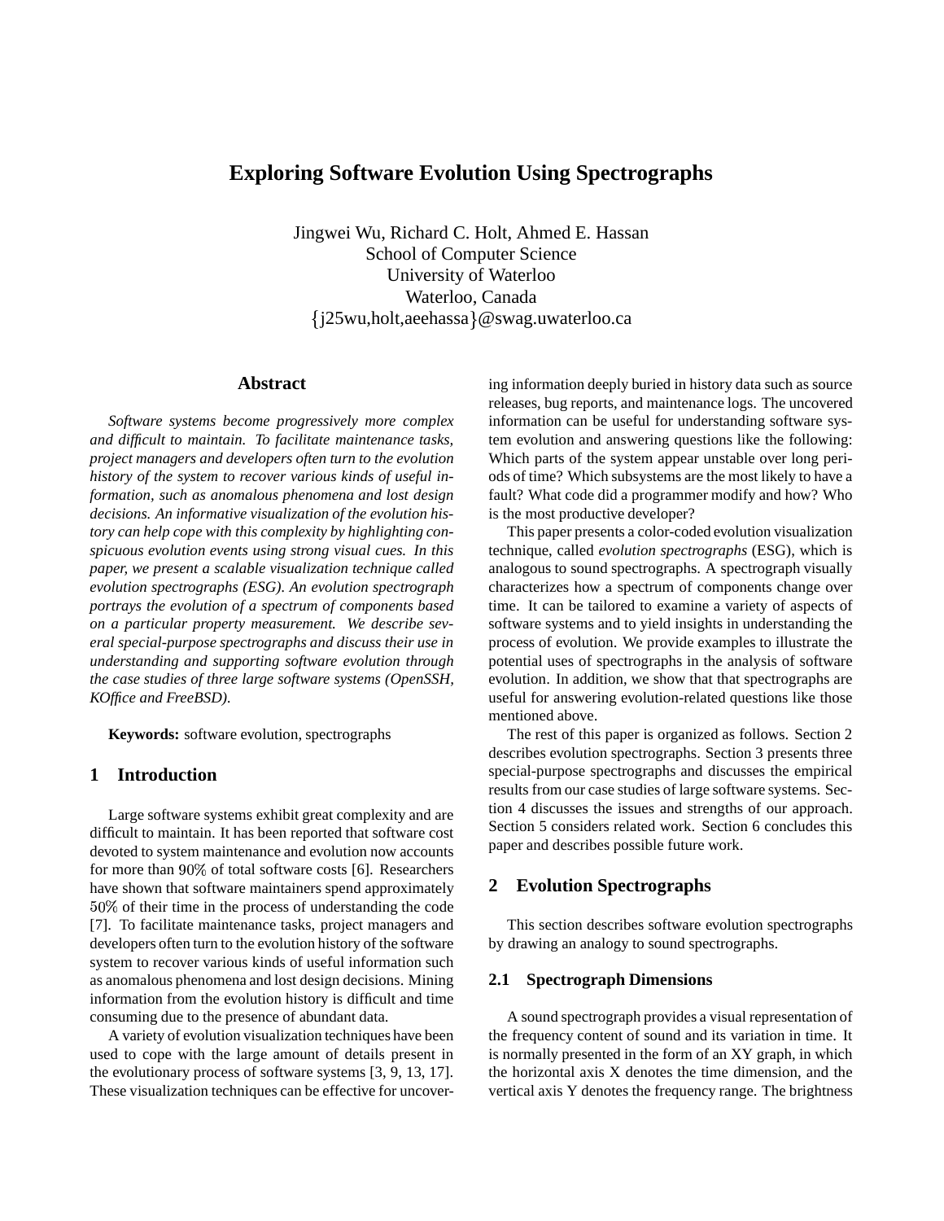# Exploring Software Evolution Using Spectrographs

Jingwei Wu, Richard C. Holt, Ahmed E. Hassan
School of Computer Science
University of Waterloo
Waterloo, Canada
{j25wu,holt,aeehassa}@swag.uwaterloo.ca

## Abstract

*Software systems become progressively more complex and difficult to maintain. To facilitate maintenance tasks, project managers and developers often turn to the evolution history of the system to recover various kinds of useful information, such as anomalous phenomena and lost design decisions. An informative visualization of the evolution history can help cope with this complexity by highlighting conspicuous evolution events using strong visual cues. In this paper, we present a scalable visualization technique called evolution spectrographs (ESG). An evolution spectrograph portrays the evolution of a spectrum of components based on a particular property measurement. We describe several special-purpose spectrographs and discuss their use in understanding and supporting software evolution through the case studies of three large software systems (OpenSSH, KOffice and FreeBSD).*

**Keywords:** software evolution, spectrographs

## 1 Introduction

Large software systems exhibit great complexity and are difficult to maintain. It has been reported that software cost devoted to system maintenance and evolution now accounts for more than 90% of total software costs [6]. Researchers have shown that software maintainers spend approximately 50% of their time in the process of understanding the code [7]. To facilitate maintenance tasks, project managers and developers often turn to the evolution history of the software system to recover various kinds of useful information such as anomalous phenomena and lost design decisions. Mining information from the evolution history is difficult and time consuming due to the presence of abundant data.

A variety of evolution visualization techniques have been used to cope with the large amount of details present in the evolutionary process of software systems [3, 9, 13, 17]. These visualization techniques can be effective for uncovering information deeply buried in history data such as source releases, bug reports, and maintenance logs. The uncovered information can be useful for understanding software system evolution and answering questions like the following: Which parts of the system appear unstable over long periods of time? Which subsystems are the most likely to have a fault? What code did a programmer modify and how? Who is the most productive developer?

This paper presents a color-coded evolution visualization technique, called *evolution spectrographs* (ESG), which is analogous to sound spectrographs. A spectrograph visually characterizes how a spectrum of components change over time. It can be tailored to examine a variety of aspects of software systems and to yield insights in understanding the process of evolution. We provide examples to illustrate the potential uses of spectrographs in the analysis of software evolution. In addition, we show that that spectrographs are useful for answering evolution-related questions like those mentioned above.

The rest of this paper is organized as follows. Section 2 describes evolution spectrographs. Section 3 presents three special-purpose spectrographs and discusses the empirical results from our case studies of large software systems. Section 4 discusses the issues and strengths of our approach. Section 5 considers related work. Section 6 concludes this paper and describes possible future work.

## 2 Evolution Spectrographs

This section describes software evolution spectrographs by drawing an analogy to sound spectrographs.

### 2.1 Spectrograph Dimensions

A sound spectrograph provides a visual representation of the frequency content of sound and its variation in time. It is normally presented in the form of an XY graph, in which the horizontal axis X denotes the time dimension, and the vertical axis Y denotes the frequency range. The brightness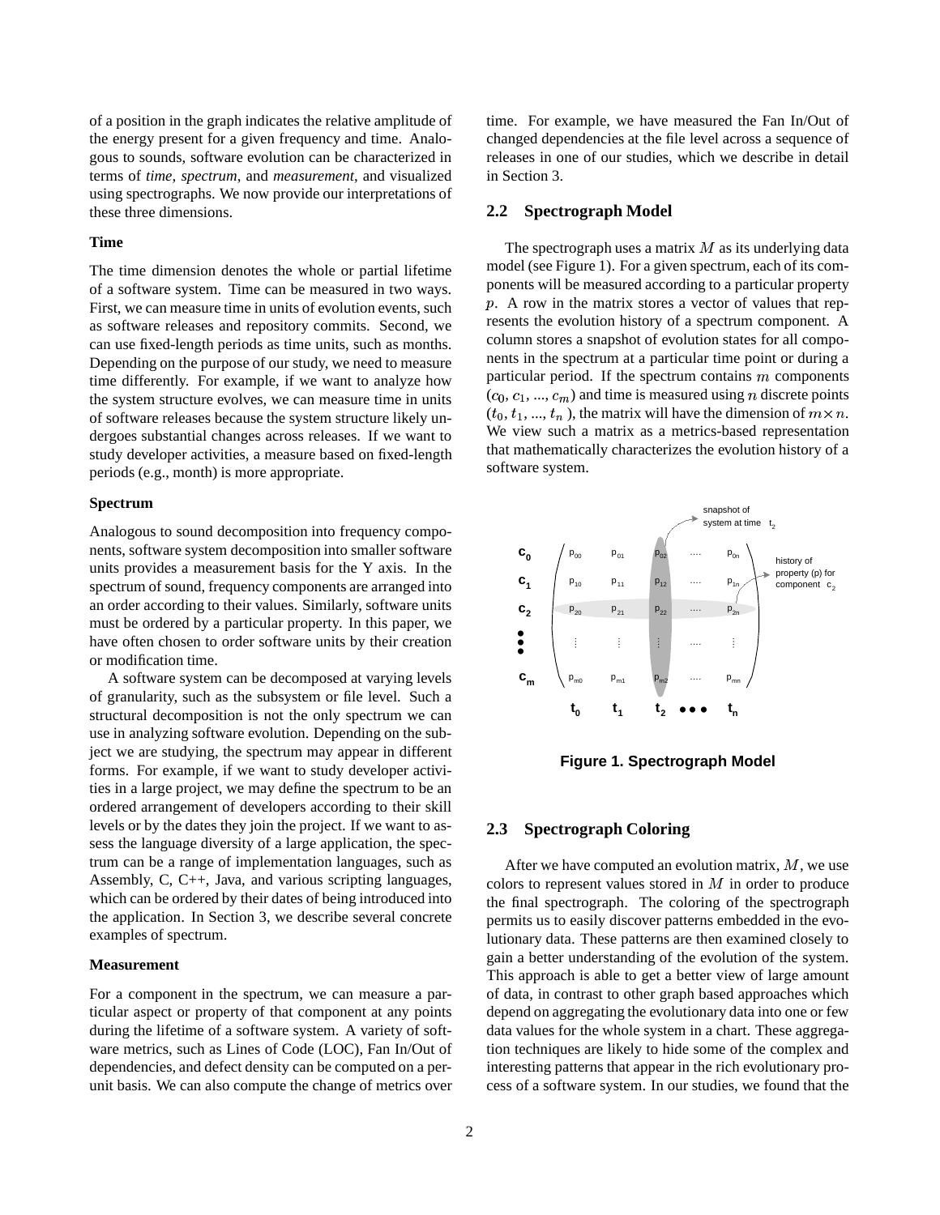of a position in the graph indicates the relative amplitude of the energy present for a given frequency and time. Analogous to sounds, software evolution can be characterized in terms of *time*, *spectrum*, and *measurement*, and visualized using spectrographs. We now provide our interpretations of these three dimensions.

#### Time

The time dimension denotes the whole or partial lifetime of a software system. Time can be measured in two ways. First, we can measure time in units of evolution events, such as software releases and repository commits. Second, we can use fixed-length periods as time units, such as months. Depending on the purpose of our study, we need to measure time differently. For example, if we want to analyze how the system structure evolves, we can measure time in units of software releases because the system structure likely undergoes substantial changes across releases. If we want to study developer activities, a measure based on fixed-length periods (e.g., month) is more appropriate.

#### Spectrum

Analogous to sound decomposition into frequency components, software system decomposition into smaller software units provides a measurement basis for the Y axis. In the spectrum of sound, frequency components are arranged into an order according to their values. Similarly, software units must be ordered by a particular property. In this paper, we have often chosen to order software units by their creation or modification time.

A software system can be decomposed at varying levels of granularity, such as the subsystem or file level. Such a structural decomposition is not the only spectrum we can use in analyzing software evolution. Depending on the subject we are studying, the spectrum may appear in different forms. For example, if we want to study developer activities in a large project, we may define the spectrum to be an ordered arrangement of developers according to their skill levels or by the dates they join the project. If we want to assess the language diversity of a large application, the spectrum can be a range of implementation languages, such as Assembly, C, C++, Java, and various scripting languages, which can be ordered by their dates of being introduced into the application. In Section 3, we describe several concrete examples of spectrum.

#### Measurement

For a component in the spectrum, we can measure a particular aspect or property of that component at any points during the lifetime of a software system. A variety of software metrics, such as Lines of Code (LOC), Fan In/Out of dependencies, and defect density can be computed on a per-unit basis. We can also compute the change of metrics over time. For example, we have measured the Fan In/Out of changed dependencies at the file level across a sequence of releases in one of our studies, which we describe in detail in Section 3.

## 2.2 Spectrograph Model

The spectrograph uses a matrix $M$ as its underlying data model (see Figure 1). For a given spectrum, each of its components will be measured according to a particular property $p$. A row in the matrix stores a vector of values that represents the evolution history of a spectrum component. A column stores a snapshot of evolution states for all components in the spectrum at a particular time point or during a particular period. If the spectrum contains $m$ components ($c_0, c_1, ..., c_m$) and time is measured using $n$ discrete points ($t_0, t_1, ..., t_n$ ), the matrix will have the dimension of $m \times n$. We view such a matrix as a metrics-based representation that mathematically characterizes the evolution history of a software system.

snapshot of system at time $t_2$

history of property (p) for component $c_2$

$$
\begin{array}{c}
c_0 \\ c_1 \\ c_2 \\ \vdots \\ c_m
\end{array}
\begin{pmatrix}
p_{00} & p_{01} & p_{02} & \cdots & p_{0n} \\
p_{10} & p_{11} & p_{12} & \cdots & p_{1n} \\
p_{20} & p_{21} & p_{22} & \cdots & p_{2n} \\
\vdots & \vdots & \vdots & \cdots & \vdots \\
p_{m0} & p_{m1} & p_{m2} & \cdots & p_{mn}
\end{pmatrix}
$$

$t_0 \quad t_1 \quad t_2 \quad \cdots \quad t_n$

**Figure 1. Spectrograph Model**

## 2.3 Spectrograph Coloring

After we have computed an evolution matrix, $M$, we use colors to represent values stored in $M$ in order to produce the final spectrograph. The coloring of the spectrograph permits us to easily discover patterns embedded in the evolutionary data. These patterns are then examined closely to gain a better understanding of the evolution of the system. This approach is able to get a better view of large amount of data, in contrast to other graph based approaches which depend on aggregating the evolutionary data into one or few data values for the whole system in a chart. These aggregation techniques are likely to hide some of the complex and interesting patterns that appear in the rich evolutionary process of a software system. In our studies, we found that the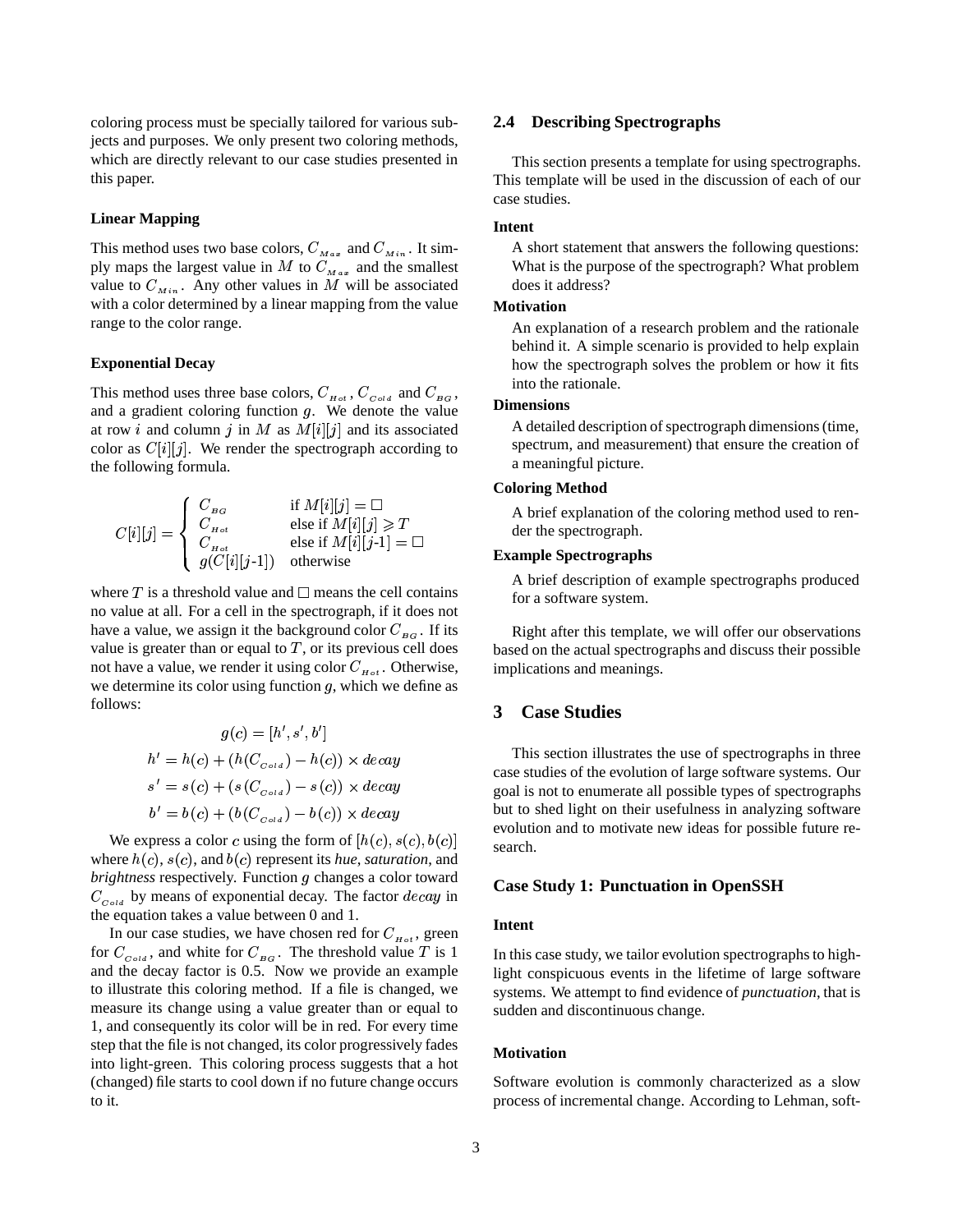coloring process must be specially tailored for various subjects and purposes. We only present two coloring methods, which are directly relevant to our case studies presented in this paper.

#### Linear Mapping

This method uses two base colors, $C_{Max}$ and $C_{Min}$. It simply maps the largest value in $M$ to $C_{Max}$ and the smallest value to $C_{Min}$. Any other values in $M$ will be associated with a color determined by a linear mapping from the value range to the color range.

#### Exponential Decay

This method uses three base colors, $C_{Hot}$, $C_{Cold}$ and $C_{BG}$, and a gradient coloring function $g$. We denote the value at row $i$ and column $j$ in $M$ as $M[i][j]$ and its associated color as $C[i][j]$. We render the spectrograph according to the following formula.

$$C[i][j] = \begin{cases} C_{BG} & \text{if } M[i][j] = \Box \\ C_{Hot} & \text{else if } M[i][j] \geqslant T \\ C_{Hot} & \text{else if } M[i][j\text{-}1] = \Box \\ g(C[i][j\text{-}1]) & \text{otherwise} \end{cases}$$

where $T$ is a threshold value and $\Box$ means the cell contains no value at all. For a cell in the spectrograph, if it does not have a value, we assign it the background color $C_{BG}$. If its value is greater than or equal to $T$, or its previous cell does not have a value, we render it using color $C_{Hot}$. Otherwise, we determine its color using function $g$, which we define as follows:

$$g(c) = [h', s', b']$$

$$h' = h(c) + (h(C_{Cold}) - h(c)) \times decay$$

$$s' = s(c) + (s(C_{Cold}) - s(c)) \times decay$$

$$b' = b(c) + (b(C_{Cold}) - b(c)) \times decay$$

We express a color $c$ using the form of $[h(c), s(c), b(c)]$ where $h(c)$, $s(c)$, and $b(c)$ represent its *hue*, *saturation*, and *brightness* respectively. Function $g$ changes a color toward $C_{Cold}$ by means of exponential decay. The factor $decay$ in the equation takes a value between 0 and 1.

In our case studies, we have chosen red for $C_{Hot}$, green for $C_{Cold}$, and white for $C_{BG}$. The threshold value $T$ is 1 and the decay factor is 0.5. Now we provide an example to illustrate this coloring method. If a file is changed, we measure its change using a value greater than or equal to 1, and consequently its color will be in red. For every time step that the file is not changed, its color progressively fades into light-green. This coloring process suggests that a hot (changed) file starts to cool down if no future change occurs to it.

## 2.4 Describing Spectrographs

This section presents a template for using spectrographs. This template will be used in the discussion of each of our case studies.

**Intent**

A short statement that answers the following questions: What is the purpose of the spectrograph? What problem does it address?

**Motivation**

An explanation of a research problem and the rationale behind it. A simple scenario is provided to help explain how the spectrograph solves the problem or how it fits into the rationale.

**Dimensions**

A detailed description of spectrograph dimensions (time, spectrum, and measurement) that ensure the creation of a meaningful picture.

**Coloring Method**

A brief explanation of the coloring method used to render the spectrograph.

**Example Spectrographs**

A brief description of example spectrographs produced for a software system.

Right after this template, we will offer our observations based on the actual spectrographs and discuss their possible implications and meanings.

# 3 Case Studies

This section illustrates the use of spectrographs in three case studies of the evolution of large software systems. Our goal is not to enumerate all possible types of spectrographs but to shed light on their usefulness in analyzing software evolution and to motivate new ideas for possible future research.

## Case Study 1: Punctuation in OpenSSH

#### Intent

In this case study, we tailor evolution spectrographs to highlight conspicuous events in the lifetime of large software systems. We attempt to find evidence of *punctuation*, that is sudden and discontinuous change.

#### Motivation

Software evolution is commonly characterized as a slow process of incremental change. According to Lehman, soft-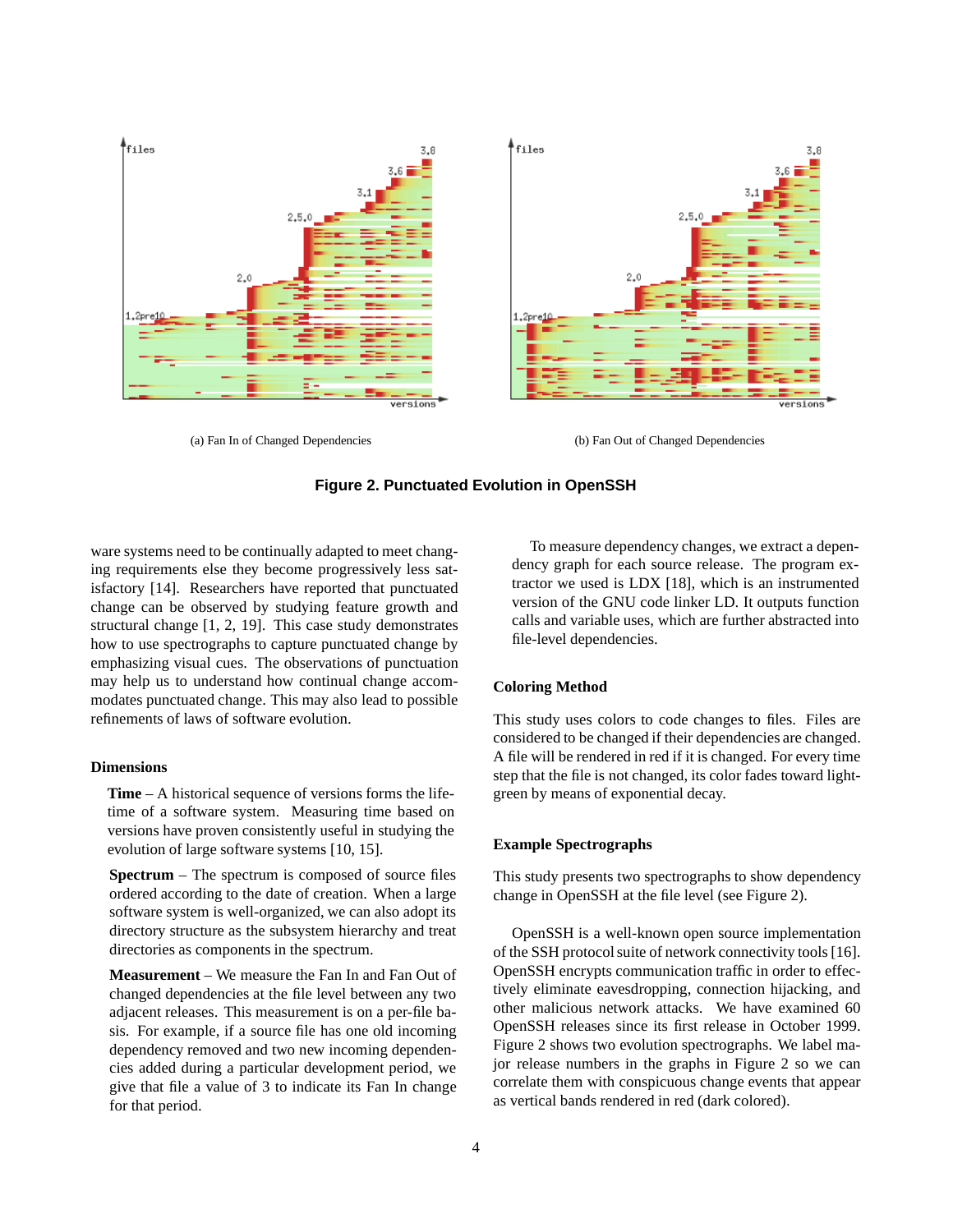(a) Fan In of Changed Dependencies

(b) Fan Out of Changed Dependencies

**Figure 2. Punctuated Evolution in OpenSSH**

ware systems need to be continually adapted to meet changing requirements else they become progressively less satisfactory [14]. Researchers have reported that punctuated change can be observed by studying feature growth and structural change [1, 2, 19]. This case study demonstrates how to use spectrographs to capture punctuated change by emphasizing visual cues. The observations of punctuation may help us to understand how continual change accommodates punctuated change. This may also lead to possible refinements of laws of software evolution.

### Dimensions

**Time** – A historical sequence of versions forms the lifetime of a software system. Measuring time based on versions have proven consistently useful in studying the evolution of large software systems [10, 15].

**Spectrum** – The spectrum is composed of source files ordered according to the date of creation. When a large software system is well-organized, we can also adopt its directory structure as the subsystem hierarchy and treat directories as components in the spectrum.

**Measurement** – We measure the Fan In and Fan Out of changed dependencies at the file level between any two adjacent releases. This measurement is on a per-file basis. For example, if a source file has one old incoming dependency removed and two new incoming dependencies added during a particular development period, we give that file a value of 3 to indicate its Fan In change for that period.

To measure dependency changes, we extract a dependency graph for each source release. The program extractor we used is LDX [18], which is an instrumented version of the GNU code linker LD. It outputs function calls and variable uses, which are further abstracted into file-level dependencies.

### Coloring Method

This study uses colors to code changes to files. Files are considered to be changed if their dependencies are changed. A file will be rendered in red if it is changed. For every time step that the file is not changed, its color fades toward light-green by means of exponential decay.

### Example Spectrographs

This study presents two spectrographs to show dependency change in OpenSSH at the file level (see Figure 2).

OpenSSH is a well-known open source implementation of the SSH protocol suite of network connectivity tools [16]. OpenSSH encrypts communication traffic in order to effectively eliminate eavesdropping, connection hijacking, and other malicious network attacks. We have examined 60 OpenSSH releases since its first release in October 1999. Figure 2 shows two evolution spectrographs. We label major release numbers in the graphs in Figure 2 so we can correlate them with conspicuous change events that appear as vertical bands rendered in red (dark colored).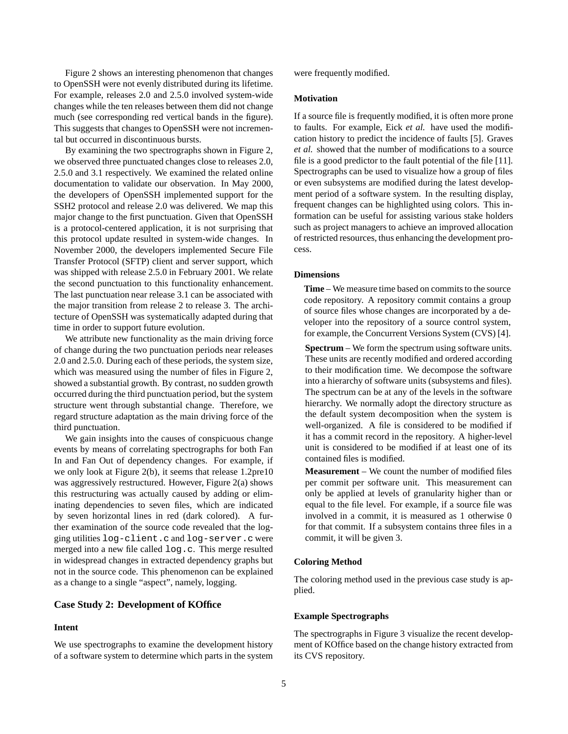Figure 2 shows an interesting phenomenon that changes to OpenSSH were not evenly distributed during its lifetime. For example, releases 2.0 and 2.5.0 involved system-wide changes while the ten releases between them did not change much (see corresponding red vertical bands in the figure). This suggests that changes to OpenSSH were not incremental but occurred in discontinuous bursts.

By examining the two spectrographs shown in Figure 2, we observed three punctuated changes close to releases 2.0, 2.5.0 and 3.1 respectively. We examined the related online documentation to validate our observation. In May 2000, the developers of OpenSSH implemented support for the SSH2 protocol and release 2.0 was delivered. We map this major change to the first punctuation. Given that OpenSSH is a protocol-centered application, it is not surprising that this protocol update resulted in system-wide changes. In November 2000, the developers implemented Secure File Transfer Protocol (SFTP) client and server support, which was shipped with release 2.5.0 in February 2001. We relate the second punctuation to this functionality enhancement. The last punctuation near release 3.1 can be associated with the major transition from release 2 to release 3. The architecture of OpenSSH was systematically adapted during that time in order to support future evolution.

We attribute new functionality as the main driving force of change during the two punctuation periods near releases 2.0 and 2.5.0. During each of these periods, the system size, which was measured using the number of files in Figure 2, showed a substantial growth. By contrast, no sudden growth occurred during the third punctuation period, but the system structure went through substantial change. Therefore, we regard structure adaptation as the main driving force of the third punctuation.

We gain insights into the causes of conspicuous change events by means of correlating spectrographs for both Fan In and Fan Out of dependency changes. For example, if we only look at Figure 2(b), it seems that release 1.2pre10 was aggressively restructured. However, Figure 2(a) shows this restructuring was actually caused by adding or eliminating dependencies to seven files, which are indicated by seven horizontal lines in red (dark colored). A further examination of the source code revealed that the logging utilities `log-client.c` and `log-server.c` were merged into a new file called `log.c`. This merge resulted in widespread changes in extracted dependency graphs but not in the source code. This phenomenon can be explained as a change to a single "aspect", namely, logging.

### Case Study 2: Development of KOffice

#### Intent

We use spectrographs to examine the development history of a software system to determine which parts in the system were frequently modified.

#### Motivation

If a source file is frequently modified, it is often more prone to faults. For example, Eick *et al.* have used the modification history to predict the incidence of faults [5]. Graves *et al.* showed that the number of modifications to a source file is a good predictor to the fault potential of the file [11]. Spectrographs can be used to visualize how a group of files or even subsystems are modified during the latest development period of a software system. In the resulting display, frequent changes can be highlighted using colors. This information can be useful for assisting various stake holders such as project managers to achieve an improved allocation of restricted resources, thus enhancing the development process.

#### Dimensions

**Time** – We measure time based on commits to the source code repository. A repository commit contains a group of source files whose changes are incorporated by a developer into the repository of a source control system, for example, the Concurrent Versions System (CVS) [4].

**Spectrum** – We form the spectrum using software units. These units are recently modified and ordered according to their modification time. We decompose the software into a hierarchy of software units (subsystems and files). The spectrum can be at any of the levels in the software hierarchy. We normally adopt the directory structure as the default system decomposition when the system is well-organized. A file is considered to be modified if it has a commit record in the repository. A higher-level unit is considered to be modified if at least one of its contained files is modified.

**Measurement** – We count the number of modified files per commit per software unit. This measurement can only be applied at levels of granularity higher than or equal to the file level. For example, if a source file was involved in a commit, it is measured as 1 otherwise 0 for that commit. If a subsystem contains three files in a commit, it will be given 3.

#### Coloring Method

The coloring method used in the previous case study is applied.

#### Example Spectrographs

The spectrographs in Figure 3 visualize the recent development of KOffice based on the change history extracted from its CVS repository.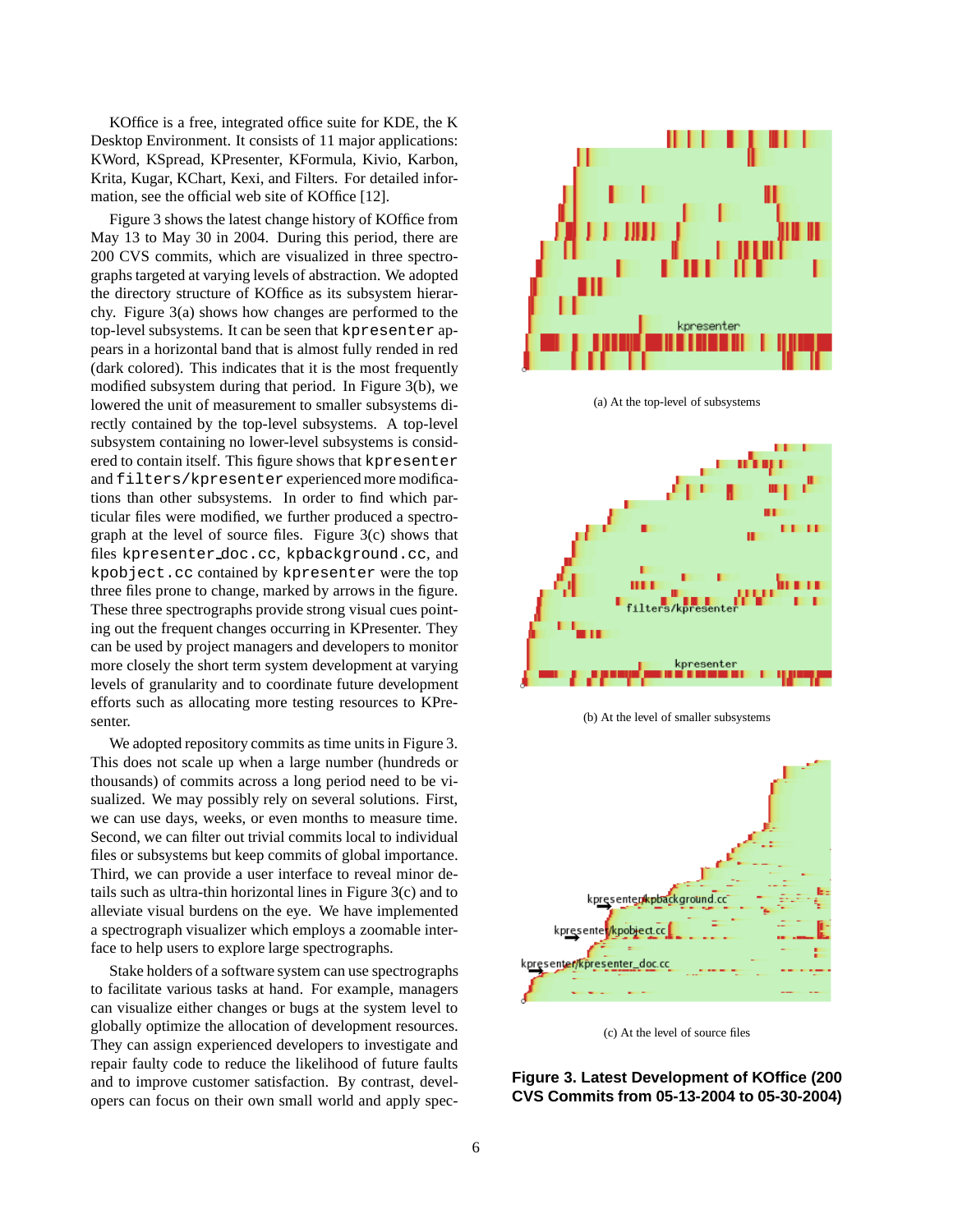KOffice is a free, integrated office suite for KDE, the K Desktop Environment. It consists of 11 major applications: KWord, KSpread, KPresenter, KFormula, Kivio, Karbon, Krita, Kugar, KChart, Kexi, and Filters. For detailed information, see the official web site of KOffice [12].

Figure 3 shows the latest change history of KOffice from May 13 to May 30 in 2004. During this period, there are 200 CVS commits, which are visualized in three spectrographs targeted at varying levels of abstraction. We adopted the directory structure of KOffice as its subsystem hierarchy. Figure 3(a) shows how changes are performed to the top-level subsystems. It can be seen that `kpresenter` appears in a horizontal band that is almost fully rendered in red (dark colored). This indicates that it is the most frequently modified subsystem during that period. In Figure 3(b), we lowered the unit of measurement to smaller subsystems directly contained by the top-level subsystems. A top-level subsystem containing no lower-level subsystems is considered to contain itself. This figure shows that `kpresenter` and `filters/kpresenter` experienced more modifications than other subsystems. In order to find which particular files were modified, we further produced a spectrograph at the level of source files. Figure 3(c) shows that files `kpresenter_doc.cc`, `kpbackground.cc`, and `kpobject.cc` contained by `kpresenter` were the top three files prone to change, marked by arrows in the figure. These three spectrographs provide strong visual cues pointing out the frequent changes occurring in KPresenter. They can be used by project managers and developers to monitor more closely the short term system development at varying levels of granularity and to coordinate future development efforts such as allocating more testing resources to KPresenter.

We adopted repository commits as time units in Figure 3. This does not scale up when a large number (hundreds or thousands) of commits across a long period need to be visualized. We may possibly rely on several solutions. First, we can use days, weeks, or even months to measure time. Second, we can filter out trivial commits local to individual files or subsystems but keep commits of global importance. Third, we can provide a user interface to reveal minor details such as ultra-thin horizontal lines in Figure 3(c) and to alleviate visual burdens on the eye. We have implemented a spectrograph visualizer which employs a zoomable interface to help users to explore large spectrographs.

Stake holders of a software system can use spectrographs to facilitate various tasks at hand. For example, managers can visualize either changes or bugs at the system level to globally optimize the allocation of development resources. They can assign experienced developers to investigate and repair faulty code to reduce the likelihood of future faults and to improve customer satisfaction. By contrast, developers can focus on their own small world and apply spec-

(a) At the top-level of subsystems

(b) At the level of smaller subsystems

(c) At the level of source files

**Figure 3. Latest Development of KOffice (200 CVS Commits from 05-13-2004 to 05-30-2004)**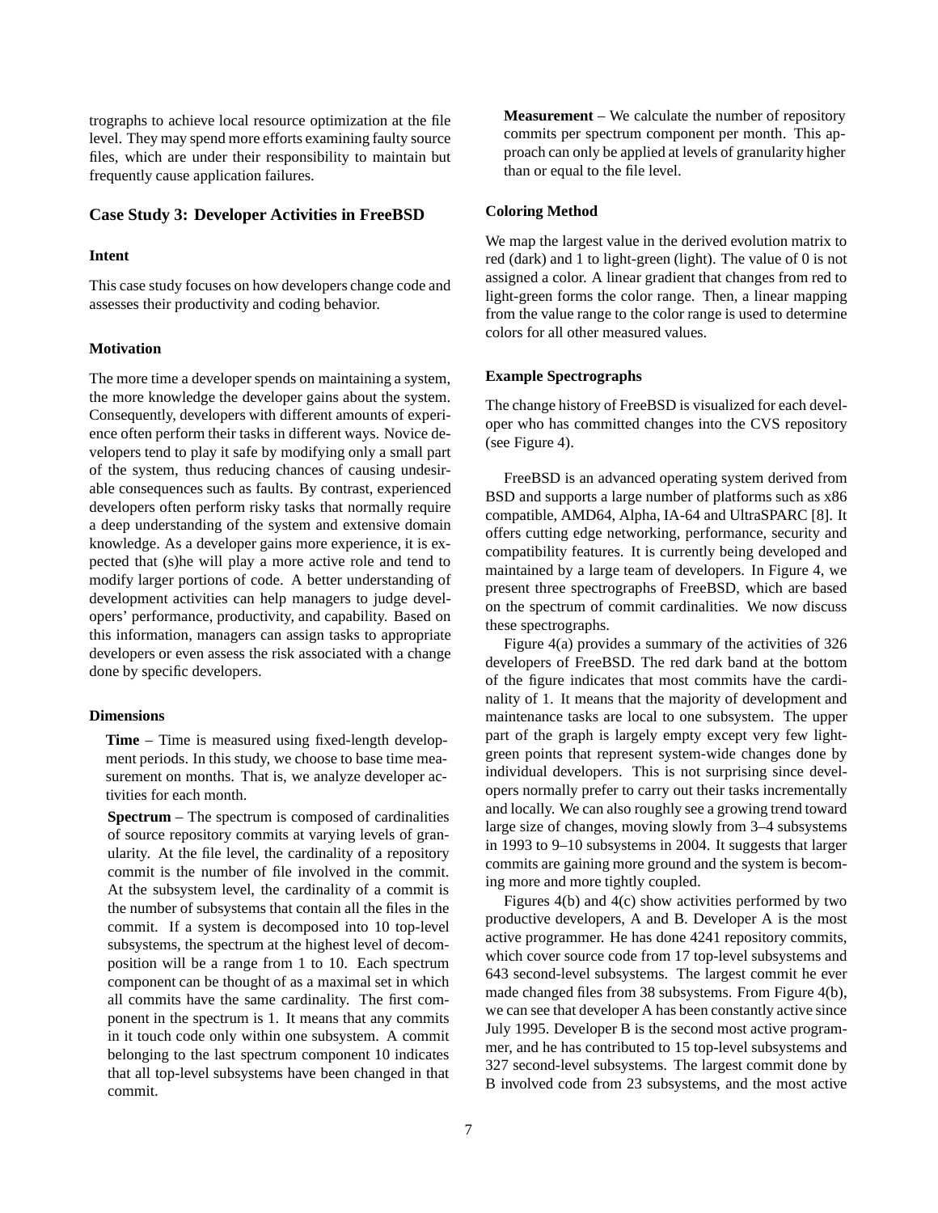trographs to achieve local resource optimization at the file level. They may spend more efforts examining faulty source files, which are under their responsibility to maintain but frequently cause application failures.

### Case Study 3: Developer Activities in FreeBSD

#### Intent

This case study focuses on how developers change code and assesses their productivity and coding behavior.

#### Motivation

The more time a developer spends on maintaining a system, the more knowledge the developer gains about the system. Consequently, developers with different amounts of experience often perform their tasks in different ways. Novice developers tend to play it safe by modifying only a small part of the system, thus reducing chances of causing undesirable consequences such as faults. By contrast, experienced developers often perform risky tasks that normally require a deep understanding of the system and extensive domain knowledge. As a developer gains more experience, it is expected that (s)he will play a more active role and tend to modify larger portions of code. A better understanding of development activities can help managers to judge developers' performance, productivity, and capability. Based on this information, managers can assign tasks to appropriate developers or even assess the risk associated with a change done by specific developers.

#### Dimensions

**Time** – Time is measured using fixed-length development periods. In this study, we choose to base time measurement on months. That is, we analyze developer activities for each month.

**Spectrum** – The spectrum is composed of cardinalities of source repository commits at varying levels of granularity. At the file level, the cardinality of a repository commit is the number of file involved in the commit. At the subsystem level, the cardinality of a commit is the number of subsystems that contain all the files in the commit. If a system is decomposed into 10 top-level subsystems, the spectrum at the highest level of decomposition will be a range from 1 to 10. Each spectrum component can be thought of as a maximal set in which all commits have the same cardinality. The first component in the spectrum is 1. It means that any commits in it touch code only within one subsystem. A commit belonging to the last spectrum component 10 indicates that all top-level subsystems have been changed in that commit.

**Measurement** – We calculate the number of repository commits per spectrum component per month. This approach can only be applied at levels of granularity higher than or equal to the file level.

#### Coloring Method

We map the largest value in the derived evolution matrix to red (dark) and 1 to light-green (light). The value of 0 is not assigned a color. A linear gradient that changes from red to light-green forms the color range. Then, a linear mapping from the value range to the color range is used to determine colors for all other measured values.

#### Example Spectrographs

The change history of FreeBSD is visualized for each developer who has committed changes into the CVS repository (see Figure 4).

FreeBSD is an advanced operating system derived from BSD and supports a large number of platforms such as x86 compatible, AMD64, Alpha, IA-64 and UltraSPARC [8]. It offers cutting edge networking, performance, security and compatibility features. It is currently being developed and maintained by a large team of developers. In Figure 4, we present three spectrographs of FreeBSD, which are based on the spectrum of commit cardinalities. We now discuss these spectrographs.

Figure 4(a) provides a summary of the activities of 326 developers of FreeBSD. The red dark band at the bottom of the figure indicates that most commits have the cardinality of 1. It means that the majority of development and maintenance tasks are local to one subsystem. The upper part of the graph is largely empty except very few light-green points that represent system-wide changes done by individual developers. This is not surprising since developers normally prefer to carry out their tasks incrementally and locally. We can also roughly see a growing trend toward large size of changes, moving slowly from 3–4 subsystems in 1993 to 9–10 subsystems in 2004. It suggests that larger commits are gaining more ground and the system is becoming more and more tightly coupled.

Figures 4(b) and 4(c) show activities performed by two productive developers, A and B. Developer A is the most active programmer. He has done 4241 repository commits, which cover source code from 17 top-level subsystems and 643 second-level subsystems. The largest commit he ever made changed files from 38 subsystems. From Figure 4(b), we can see that developer A has been constantly active since July 1995. Developer B is the second most active programmer, and he has contributed to 15 top-level subsystems and 327 second-level subsystems. The largest commit done by B involved code from 23 subsystems, and the most active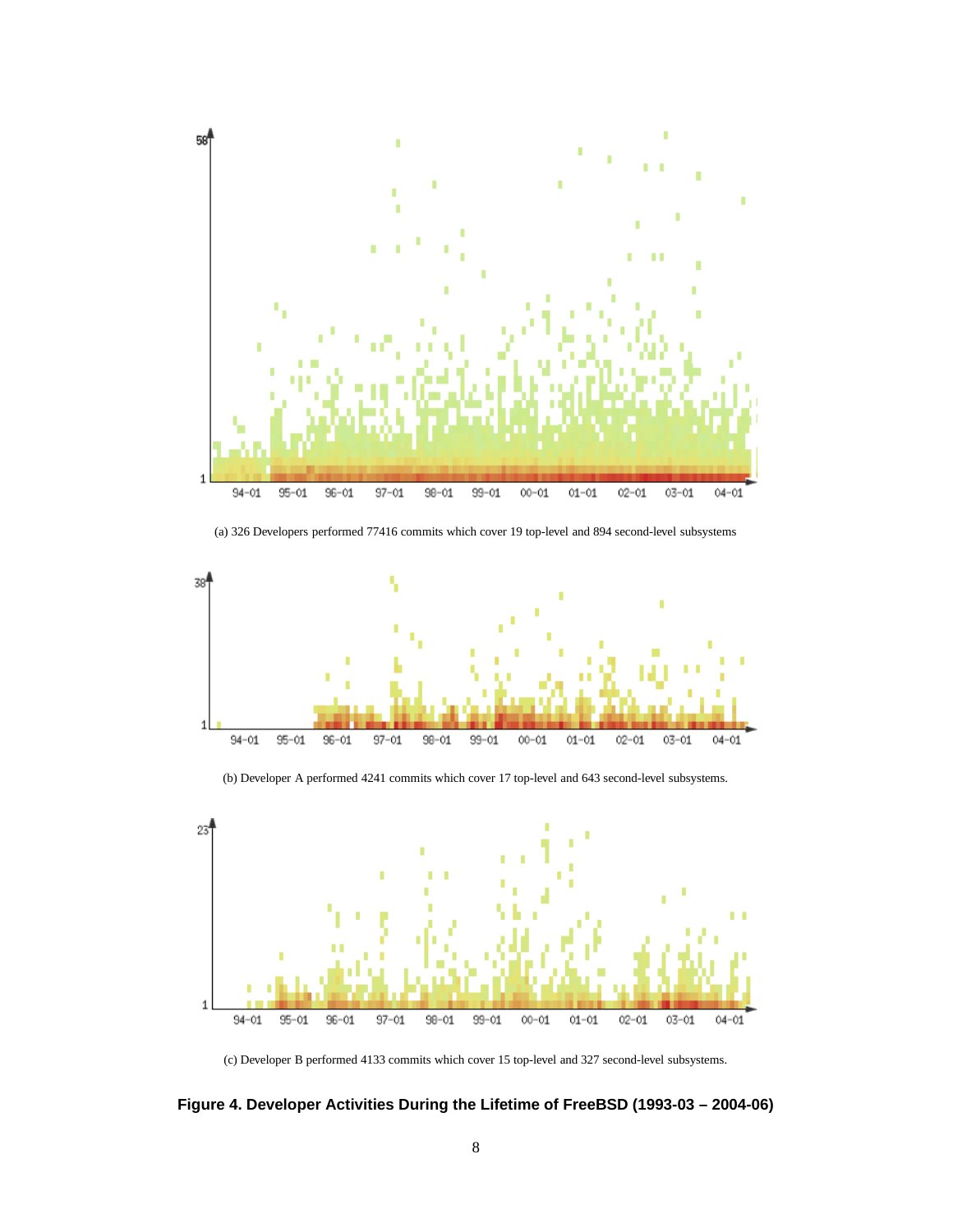(a) 326 Developers performed 77416 commits which cover 19 top-level and 894 second-level subsystems

(b) Developer A performed 4241 commits which cover 17 top-level and 643 second-level subsystems.

(c) Developer B performed 4133 commits which cover 15 top-level and 327 second-level subsystems.

**Figure 4. Developer Activities During the Lifetime of FreeBSD (1993-03 – 2004-06)**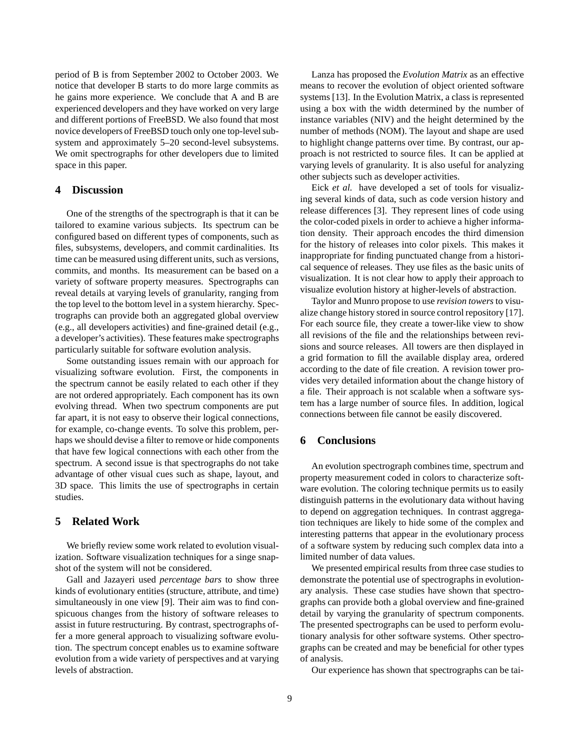period of B is from September 2002 to October 2003. We notice that developer B starts to do more large commits as he gains more experience. We conclude that A and B are experienced developers and they have worked on very large and different portions of FreeBSD. We also found that most novice developers of FreeBSD touch only one top-level subsystem and approximately 5–20 second-level subsystems. We omit spectrographs for other developers due to limited space in this paper.

## 4 Discussion

One of the strengths of the spectrograph is that it can be tailored to examine various subjects. Its spectrum can be configured based on different types of components, such as files, subsystems, developers, and commit cardinalities. Its time can be measured using different units, such as versions, commits, and months. Its measurement can be based on a variety of software property measures. Spectrographs can reveal details at varying levels of granularity, ranging from the top level to the bottom level in a system hierarchy. Spectrographs can provide both an aggregated global overview (e.g., all developers activities) and fine-grained detail (e.g., a developer's activities). These features make spectrographs particularly suitable for software evolution analysis.

Some outstanding issues remain with our approach for visualizing software evolution. First, the components in the spectrum cannot be easily related to each other if they are not ordered appropriately. Each component has its own evolving thread. When two spectrum components are put far apart, it is not easy to observe their logical connections, for example, co-change events. To solve this problem, perhaps we should devise a filter to remove or hide components that have few logical connections with each other from the spectrum. A second issue is that spectrographs do not take advantage of other visual cues such as shape, layout, and 3D space. This limits the use of spectrographs in certain studies.

## 5 Related Work

We briefly review some work related to evolution visualization. Software visualization techniques for a singe snapshot of the system will not be considered.

Gall and Jazayeri used *percentage bars* to show three kinds of evolutionary entities (structure, attribute, and time) simultaneously in one view [9]. Their aim was to find conspicuous changes from the history of software releases to assist in future restructuring. By contrast, spectrographs offer a more general approach to visualizing software evolution. The spectrum concept enables us to examine software evolution from a wide variety of perspectives and at varying levels of abstraction.

Lanza has proposed the *Evolution Matrix* as an effective means to recover the evolution of object oriented software systems [13]. In the Evolution Matrix, a class is represented using a box with the width determined by the number of instance variables (NIV) and the height determined by the number of methods (NOM). The layout and shape are used to highlight change patterns over time. By contrast, our approach is not restricted to source files. It can be applied at varying levels of granularity. It is also useful for analyzing other subjects such as developer activities.

Eick *et al.* have developed a set of tools for visualizing several kinds of data, such as code version history and release differences [3]. They represent lines of code using the color-coded pixels in order to achieve a higher information density. Their approach encodes the third dimension for the history of releases into color pixels. This makes it inappropriate for finding punctuated change from a historical sequence of releases. They use files as the basic units of visualization. It is not clear how to apply their approach to visualize evolution history at higher-levels of abstraction.

Taylor and Munro propose to use *revision towers* to visualize change history stored in source control repository [17]. For each source file, they create a tower-like view to show all revisions of the file and the relationships between revisions and source releases. All towers are then displayed in a grid formation to fill the available display area, ordered according to the date of file creation. A revision tower provides very detailed information about the change history of a file. Their approach is not scalable when a software system has a large number of source files. In addition, logical connections between file cannot be easily discovered.

## 6 Conclusions

An evolution spectrograph combines time, spectrum and property measurement coded in colors to characterize software evolution. The coloring technique permits us to easily distinguish patterns in the evolutionary data without having to depend on aggregation techniques. In contrast aggregation techniques are likely to hide some of the complex and interesting patterns that appear in the evolutionary process of a software system by reducing such complex data into a limited number of data values.

We presented empirical results from three case studies to demonstrate the potential use of spectrographs in evolutionary analysis. These case studies have shown that spectrographs can provide both a global overview and fine-grained detail by varying the granularity of spectrum components. The presented spectrographs can be used to perform evolutionary analysis for other software systems. Other spectrographs can be created and may be beneficial for other types of analysis.

Our experience has shown that spectrographs can be tai-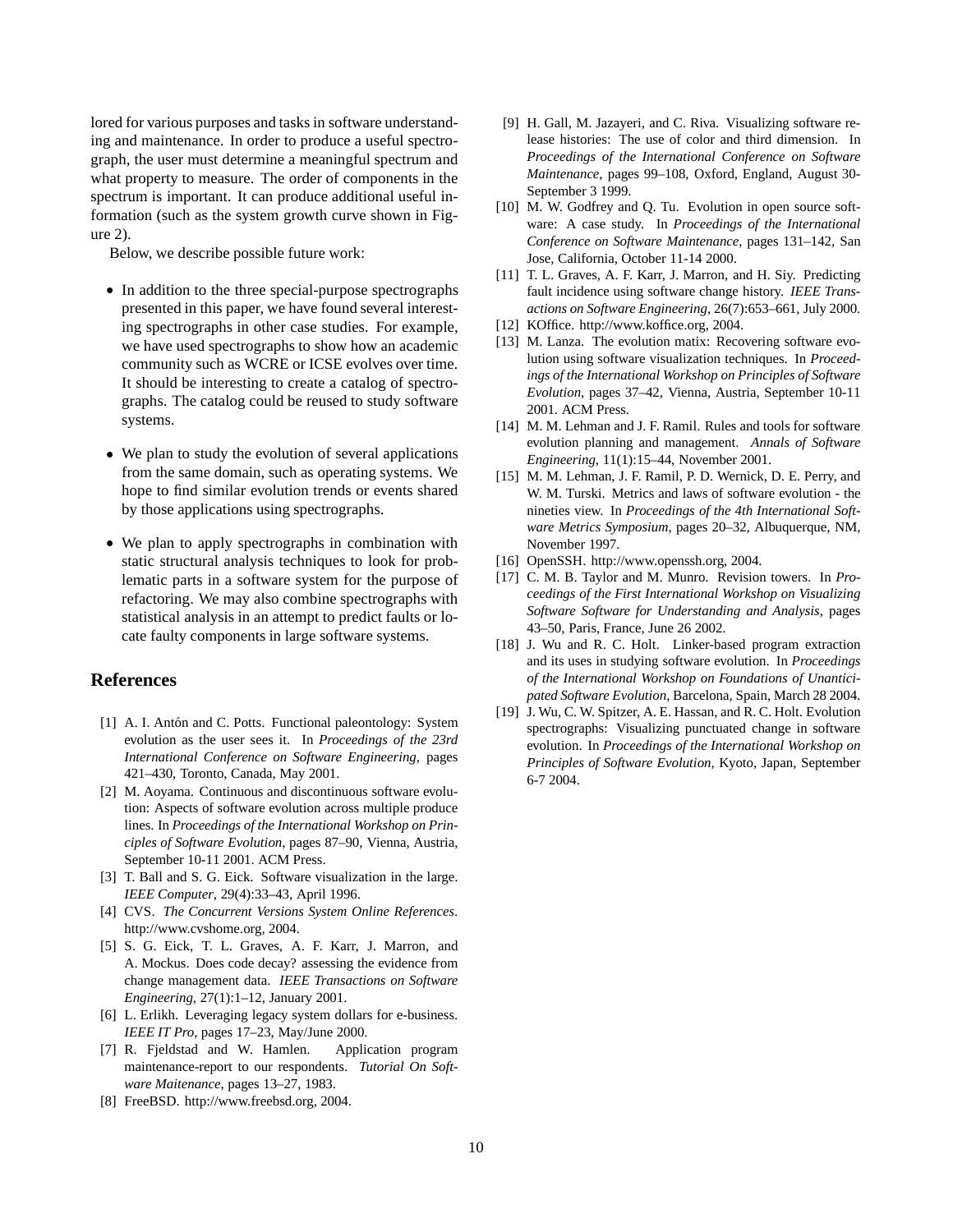lored for various purposes and tasks in software understanding and maintenance. In order to produce a useful spectrograph, the user must determine a meaningful spectrum and what property to measure. The order of components in the spectrum is important. It can produce additional useful information (such as the system growth curve shown in Figure 2).

Below, we describe possible future work:

- In addition to the three special-purpose spectrographs presented in this paper, we have found several interesting spectrographs in other case studies. For example, we have used spectrographs to show how an academic community such as WCRE or ICSE evolves over time. It should be interesting to create a catalog of spectrographs. The catalog could be reused to study software systems.

- We plan to study the evolution of several applications from the same domain, such as operating systems. We hope to find similar evolution trends or events shared by those applications using spectrographs.

- We plan to apply spectrographs in combination with static structural analysis techniques to look for problematic parts in a software system for the purpose of refactoring. We may also combine spectrographs with statistical analysis in an attempt to predict faults or locate faulty components in large software systems.

## References

[1] A. I. Antón and C. Potts. Functional paleontology: System evolution as the user sees it. In *Proceedings of the 23rd International Conference on Software Engineering*, pages 421–430, Toronto, Canada, May 2001.

[2] M. Aoyama. Continuous and discontinuous software evolution: Aspects of software evolution across multiple produce lines. In *Proceedings of the International Workshop on Principles of Software Evolution*, pages 87–90, Vienna, Austria, September 10-11 2001. ACM Press.

[3] T. Ball and S. G. Eick. Software visualization in the large. *IEEE Computer*, 29(4):33–43, April 1996.

[4] CVS. *The Concurrent Versions System Online References*. http://www.cvshome.org, 2004.

[5] S. G. Eick, T. L. Graves, A. F. Karr, J. Marron, and A. Mockus. Does code decay? assessing the evidence from change management data. *IEEE Transactions on Software Engineering*, 27(1):1–12, January 2001.

[6] L. Erlikh. Leveraging legacy system dollars for e-business. *IEEE IT Pro*, pages 17–23, May/June 2000.

[7] R. Fjeldstad and W. Hamlen. Application program maintenance-report to our respondents. *Tutorial On Software Maitenance*, pages 13–27, 1983.

[8] FreeBSD. http://www.freebsd.org, 2004.

[9] H. Gall, M. Jazayeri, and C. Riva. Visualizing software release histories: The use of color and third dimension. In *Proceedings of the International Conference on Software Maintenance*, pages 99–108, Oxford, England, August 30-September 3 1999.

[10] M. W. Godfrey and Q. Tu. Evolution in open source software: A case study. In *Proceedings of the International Conference on Software Maintenance*, pages 131–142, San Jose, California, October 11-14 2000.

[11] T. L. Graves, A. F. Karr, J. Marron, and H. Siy. Predicting fault incidence using software change history. *IEEE Transactions on Software Engineering*, 26(7):653–661, July 2000.

[12] KOffice. http://www.koffice.org, 2004.

[13] M. Lanza. The evolution matix: Recovering software evolution using software visualization techniques. In *Proceedings of the International Workshop on Principles of Software Evolution*, pages 37–42, Vienna, Austria, September 10-11 2001. ACM Press.

[14] M. M. Lehman and J. F. Ramil. Rules and tools for software evolution planning and management. *Annals of Software Engineering*, 11(1):15–44, November 2001.

[15] M. M. Lehman, J. F. Ramil, P. D. Wernick, D. E. Perry, and W. M. Turski. Metrics and laws of software evolution - the nineties view. In *Proceedings of the 4th International Software Metrics Symposium*, pages 20–32, Albuquerque, NM, November 1997.

[16] OpenSSH. http://www.openssh.org, 2004.

[17] C. M. B. Taylor and M. Munro. Revision towers. In *Proceedings of the First International Workshop on Visualizing Software Software for Understanding and Analysis*, pages 43–50, Paris, France, June 26 2002.

[18] J. Wu and R. C. Holt. Linker-based program extraction and its uses in studying software evolution. In *Proceedings of the International Workshop on Foundations of Unanticipated Software Evolution*, Barcelona, Spain, March 28 2004.

[19] J. Wu, C. W. Spitzer, A. E. Hassan, and R. C. Holt. Evolution spectrographs: Visualizing punctuated change in software evolution. In *Proceedings of the International Workshop on Principles of Software Evolution*, Kyoto, Japan, September 6-7 2004.